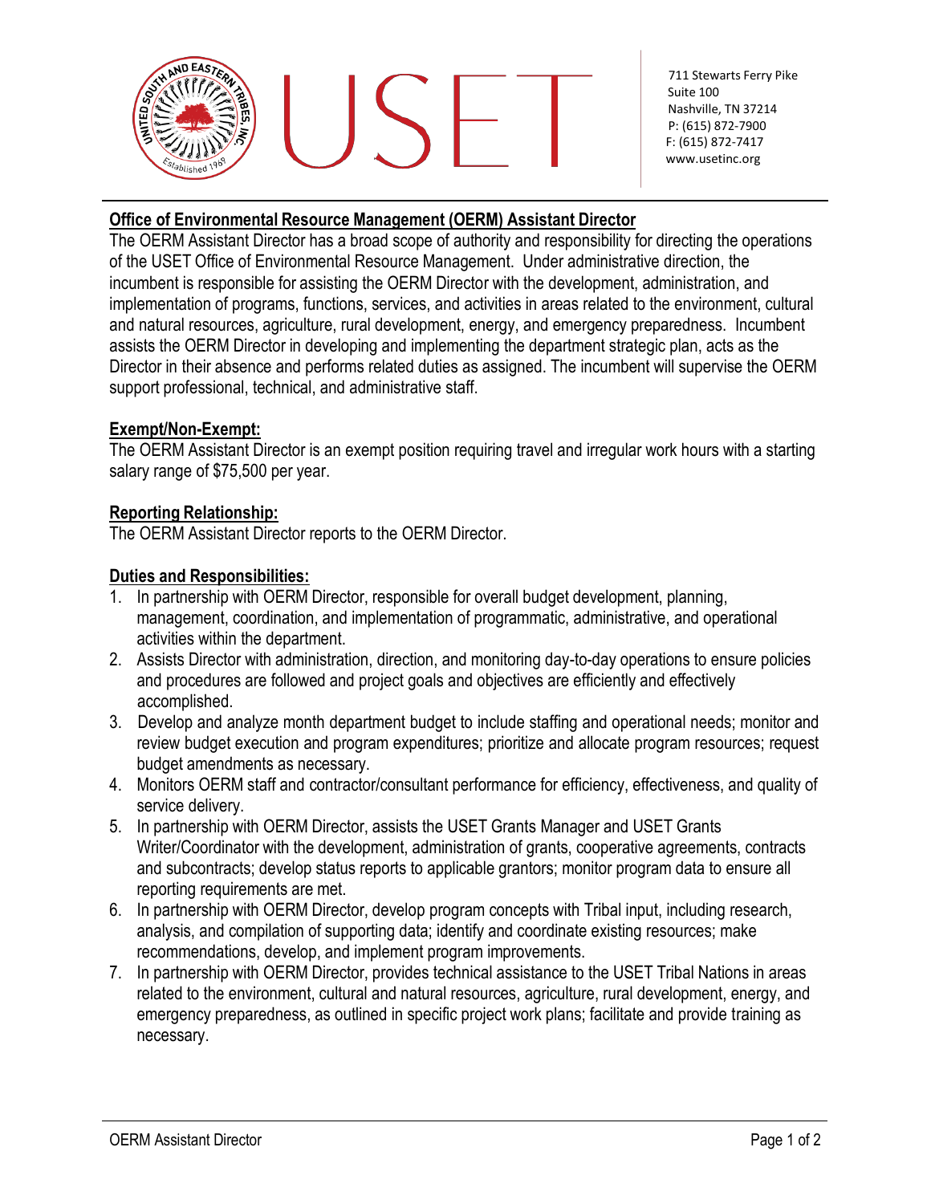USET

711 Stewarts Ferry Pike
Suite 100
Nashville, TN 37214
P: (615) 872-7900
F: (615) 872-7417
www.usetinc.org

## Office of Environmental Resource Management (OERM) Assistant Director

The OERM Assistant Director has a broad scope of authority and responsibility for directing the operations of the USET Office of Environmental Resource Management. Under administrative direction, the incumbent is responsible for assisting the OERM Director with the development, administration, and implementation of programs, functions, services, and activities in areas related to the environment, cultural and natural resources, agriculture, rural development, energy, and emergency preparedness. Incumbent assists the OERM Director in developing and implementing the department strategic plan, acts as the Director in their absence and performs related duties as assigned. The incumbent will supervise the OERM support professional, technical, and administrative staff.

### Exempt/Non-Exempt:

The OERM Assistant Director is an exempt position requiring travel and irregular work hours with a starting salary range of $75,500 per year.

### Reporting Relationship:

The OERM Assistant Director reports to the OERM Director.

### Duties and Responsibilities:

1. In partnership with OERM Director, responsible for overall budget development, planning, management, coordination, and implementation of programmatic, administrative, and operational activities within the department.
2. Assists Director with administration, direction, and monitoring day-to-day operations to ensure policies and procedures are followed and project goals and objectives are efficiently and effectively accomplished.
3. Develop and analyze month department budget to include staffing and operational needs; monitor and review budget execution and program expenditures; prioritize and allocate program resources; request budget amendments as necessary.
4. Monitors OERM staff and contractor/consultant performance for efficiency, effectiveness, and quality of service delivery.
5. In partnership with OERM Director, assists the USET Grants Manager and USET Grants Writer/Coordinator with the development, administration of grants, cooperative agreements, contracts and subcontracts; develop status reports to applicable grantors; monitor program data to ensure all reporting requirements are met.
6. In partnership with OERM Director, develop program concepts with Tribal input, including research, analysis, and compilation of supporting data; identify and coordinate existing resources; make recommendations, develop, and implement program improvements.
7. In partnership with OERM Director, provides technical assistance to the USET Tribal Nations in areas related to the environment, cultural and natural resources, agriculture, rural development, energy, and emergency preparedness, as outlined in specific project work plans; facilitate and provide training as necessary.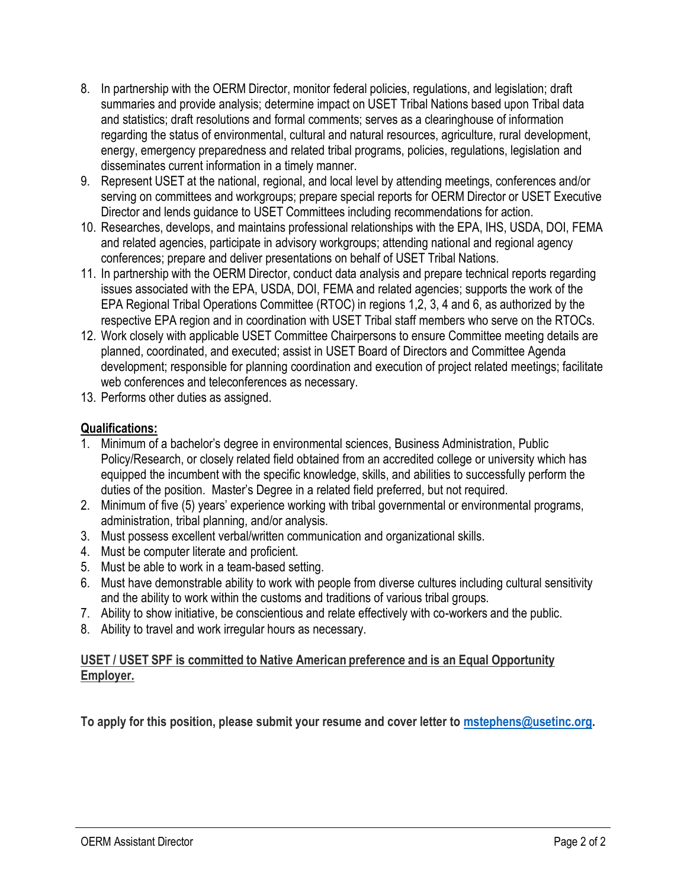8. In partnership with the OERM Director, monitor federal policies, regulations, and legislation; draft summaries and provide analysis; determine impact on USET Tribal Nations based upon Tribal data and statistics; draft resolutions and formal comments; serves as a clearinghouse of information regarding the status of environmental, cultural and natural resources, agriculture, rural development, energy, emergency preparedness and related tribal programs, policies, regulations, legislation and disseminates current information in a timely manner.
9. Represent USET at the national, regional, and local level by attending meetings, conferences and/or serving on committees and workgroups; prepare special reports for OERM Director or USET Executive Director and lends guidance to USET Committees including recommendations for action.
10. Researches, develops, and maintains professional relationships with the EPA, IHS, USDA, DOI, FEMA and related agencies, participate in advisory workgroups; attending national and regional agency conferences; prepare and deliver presentations on behalf of USET Tribal Nations.
11. In partnership with the OERM Director, conduct data analysis and prepare technical reports regarding issues associated with the EPA, USDA, DOI, FEMA and related agencies; supports the work of the EPA Regional Tribal Operations Committee (RTOC) in regions 1,2, 3, 4 and 6, as authorized by the respective EPA region and in coordination with USET Tribal staff members who serve on the RTOCs.
12. Work closely with applicable USET Committee Chairpersons to ensure Committee meeting details are planned, coordinated, and executed; assist in USET Board of Directors and Committee Agenda development; responsible for planning coordination and execution of project related meetings; facilitate web conferences and teleconferences as necessary.
13. Performs other duties as assigned.

**Qualifications:**

1. Minimum of a bachelor's degree in environmental sciences, Business Administration, Public Policy/Research, or closely related field obtained from an accredited college or university which has equipped the incumbent with the specific knowledge, skills, and abilities to successfully perform the duties of the position. Master's Degree in a related field preferred, but not required.
2. Minimum of five (5) years' experience working with tribal governmental or environmental programs, administration, tribal planning, and/or analysis.
3. Must possess excellent verbal/written communication and organizational skills.
4. Must be computer literate and proficient.
5. Must be able to work in a team-based setting.
6. Must have demonstrable ability to work with people from diverse cultures including cultural sensitivity and the ability to work within the customs and traditions of various tribal groups.
7. Ability to show initiative, be conscientious and relate effectively with co-workers and the public.
8. Ability to travel and work irregular hours as necessary.

**USET / USET SPF is committed to Native American preference and is an Equal Opportunity Employer.**

**To apply for this position, please submit your resume and cover letter to mstephens@usetinc.org.**